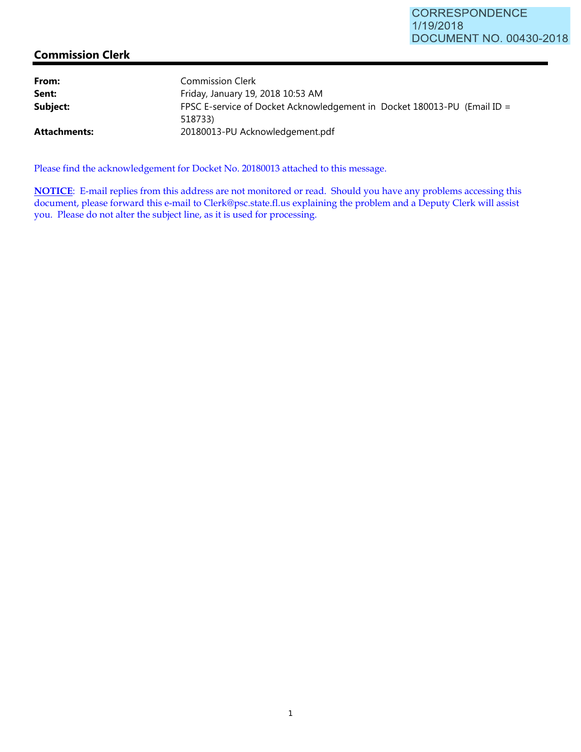CORRESPONDENCE
1/19/2018
DOCUMENT NO. 00430-2018

## Commission Clerk

| | |
|---|---|
| **From:** | Commission Clerk |
| **Sent:** | Friday, January 19, 2018 10:53 AM |
| **Subject:** | FPSC E-service of Docket Acknowledgement in Docket 180013-PU (Email ID = 518733) |
| **Attachments:** | 20180013-PU Acknowledgement.pdf |

Please find the acknowledgement for Docket No. 20180013 attached to this message.

**NOTICE**: E-mail replies from this address are not monitored or read. Should you have any problems accessing this document, please forward this e-mail to Clerk@psc.state.fl.us explaining the problem and a Deputy Clerk will assist you. Please do not alter the subject line, as it is used for processing.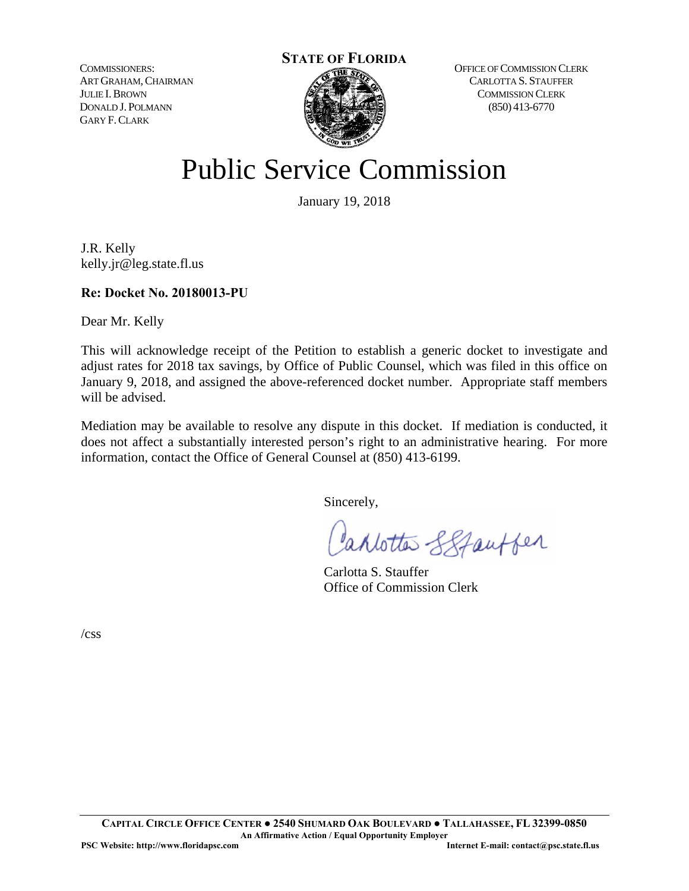COMMISSIONERS:
ART GRAHAM, CHAIRMAN
JULIE I. BROWN
DONALD J. POLMANN
GARY F. CLARK

**STATE OF FLORIDA**

OFFICE OF COMMISSION CLERK
CARLOTTA S. STAUFFER
COMMISSION CLERK
(850) 413-6770

# Public Service Commission

January 19, 2018

J.R. Kelly
kelly.jr@leg.state.fl.us

**Re: Docket No. 20180013-PU**

Dear Mr. Kelly

This will acknowledge receipt of the Petition to establish a generic docket to investigate and adjust rates for 2018 tax savings, by Office of Public Counsel, which was filed in this office on January 9, 2018, and assigned the above-referenced docket number. Appropriate staff members will be advised.

Mediation may be available to resolve any dispute in this docket. If mediation is conducted, it does not affect a substantially interested person's right to an administrative hearing. For more information, contact the Office of General Counsel at (850) 413-6199.

Sincerely,

Carlotta S. Stauffer
Office of Commission Clerk

/css

**CAPITAL CIRCLE OFFICE CENTER ● 2540 SHUMARD OAK BOULEVARD ● TALLAHASSEE, FL 32399-0850**
**An Affirmative Action / Equal Opportunity Employer**
**PSC Website: http://www.floridapsc.com** **Internet E-mail: contact@psc.state.fl.us**